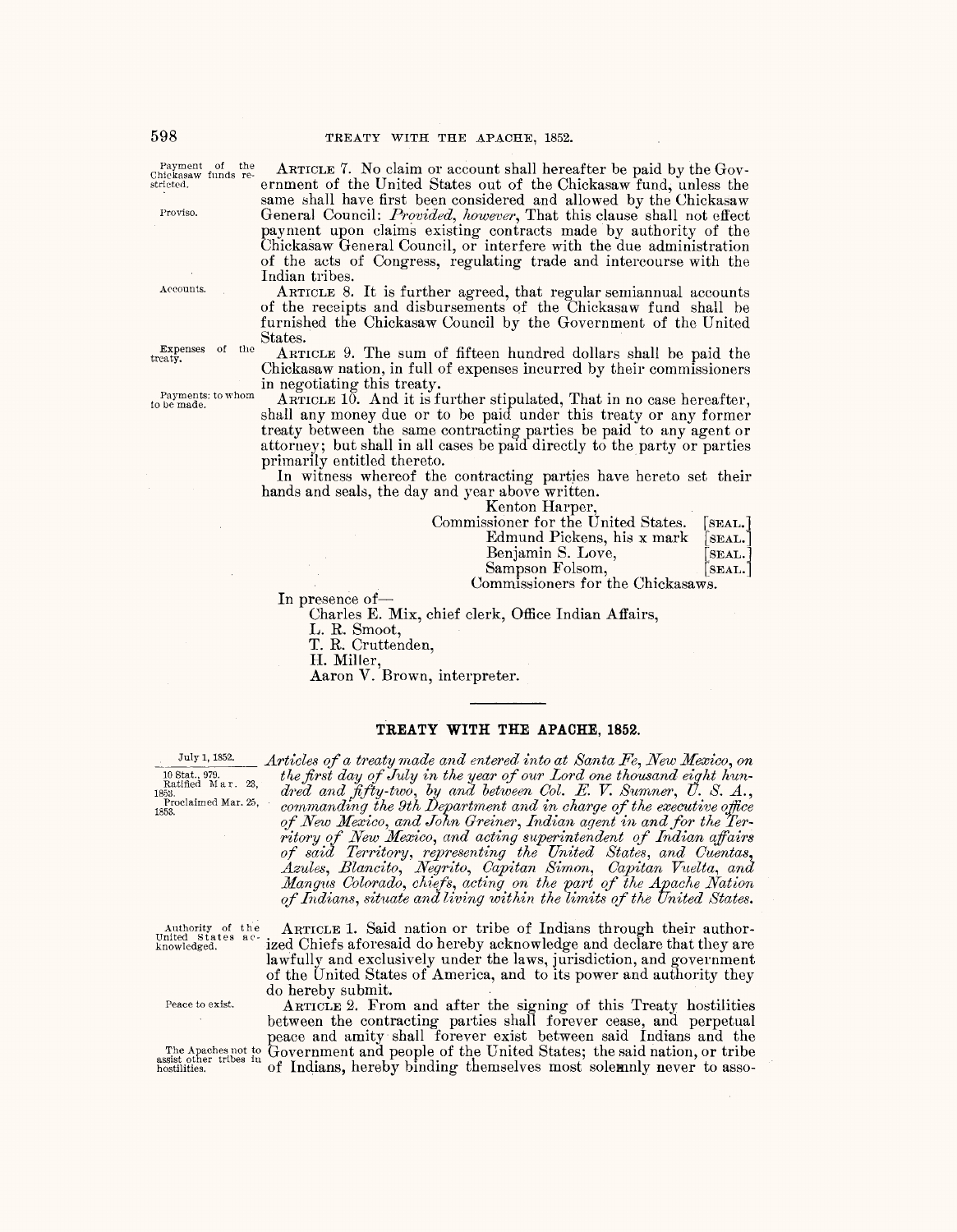Payment of the Chickasaw funds restricted.

ARTICLE 7. No claim or account shall hereafter be paid by the Government of the United States out of the Chickasaw fund, unless the same shall have first been considered and allowed by the Chickasaw General Council: *Provided, however*, That this clause shall not effect payment upon claims existing contracts made by authority of the Chickasaw General Council, or interfere with the due administration of the acts of Congress, regulating trade and intercourse with the Indian tribes.

Proviso.

Accounts.

ARTICLE 8. It is further agreed, that regular semiannual accounts of the receipts and disbursements of the Chickasaw fund shall be furnished the Chickasaw Council by the Government of the United States.

Expenses of the treaty.

ARTICLE 9. The sum of fifteen hundred dollars shall be paid the Chickasaw nation, in full of expenses incurred by their commissioners in negotiating this treaty.

Payments: to whom to be made.

ARTICLE 10. And it is further stipulated, That in no case hereafter, shall any money due or to be paid under this treaty or any former treaty between the same contracting parties be paid to any agent or attorney; but shall in all cases be paid directly to the party or parties primarily entitled thereto.

In witness whereof the contracting parties have hereto set their hands and seals, the day and year above written.

Kenton Harper,
Commissioner for the United States. [SEAL.]
Edmund Pickens, his x mark [SEAL.]
Benjamin S. Love, [SEAL.]
Sampson Folsom, [SEAL.]
Commissioners for the Chickasaws.

In presence of—

Charles E. Mix, chief clerk, Office Indian Affairs,
L. R. Smoot,
T. R. Cruttenden,
H. Miller,
Aaron V. Brown, interpreter.

---

## TREATY WITH THE APACHE, 1852.

July 1, 1852.

10 Stat., 979.
Ratified Mar. 23, 1853.
Proclaimed Mar. 25, 1853.

*Articles of a treaty made and entered into at Santa Fe, New Mexico, on the first day of July in the year of our Lord one thousand eight hundred and fifty-two, by and between Col. E. V. Sumner, U. S. A., commanding the 9th Department and in charge of the executive office of New Mexico, and John Greiner, Indian agent in and for the Territory of New Mexico, and acting superintendent of Indian affairs of said Territory, representing the United States, and Cuentas, Azules, Blancito, Negrito, Capitan Simon, Capitan Vuelta, and Mangus Colorado, chiefs, acting on the part of the Apache Nation of Indians, situate and living within the limits of the United States.*

Authority of the United States acknowledged.

ARTICLE 1. Said nation or tribe of Indians through their authorized Chiefs aforesaid do hereby acknowledge and declare that they are lawfully and exclusively under the laws, jurisdiction, and government of the United States of America, and to its power and authority they do hereby submit.

Peace to exist.

ARTICLE 2. From and after the signing of this Treaty hostilities between the contracting parties shall forever cease, and perpetual peace and amity shall forever exist between said Indians and the Government and people of the United States; the said nation, or tribe of Indians, hereby binding themselves most solemnly never to asso-

The Apaches not to assist other tribes in hostilities.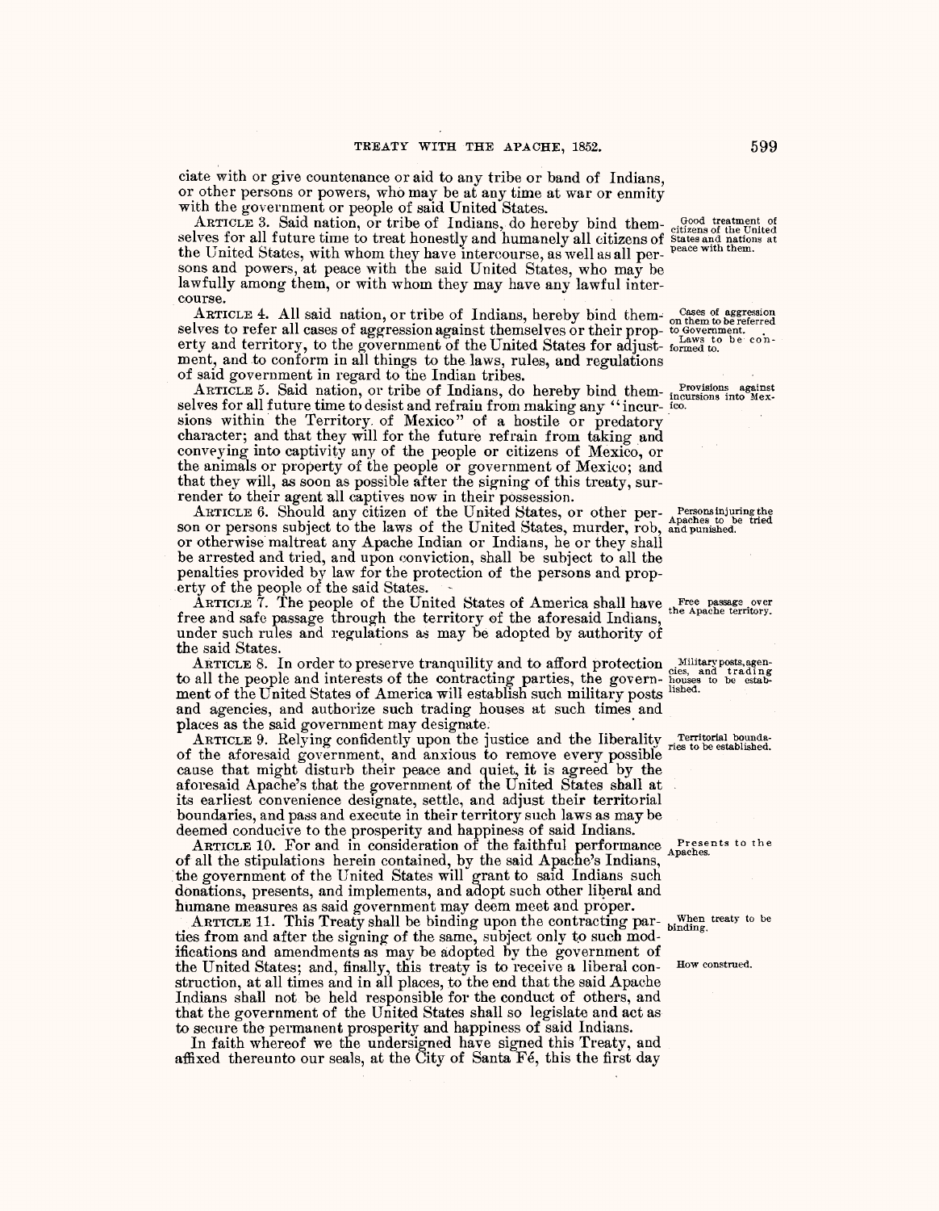ciate with or give countenance or aid to any tribe or band of Indians, or other persons or powers, who may be at any time at war or enmity with the government or people of said United States.

Good treatment of citizens of the United States and nations at peace with them.

ARTICLE 3. Said nation, or tribe of Indians, do hereby bind themselves for all future time to treat honestly and humanely all citizens of the United States, with whom they have intercourse, as well as all persons and powers, at peace with the said United States, who may be lawfully among them, or with whom they may have any lawful intercourse.

Cases of aggression on them to be referred to Government. Laws to be conformed to.

ARTICLE 4. All said nation, or tribe of Indians, hereby bind themselves to refer all cases of aggression against themselves or their property and territory, to the government of the United States for adjustment, and to conform in all things to the laws, rules, and regulations of said government in regard to the Indian tribes.

Provisions against incursions into Mexico.

ARTICLE 5. Said nation, or tribe of Indians, do hereby bind themselves for all future time to desist and refrain from making any "incursions within the Territory of Mexico" of a hostile or predatory character; and that they will for the future refrain from taking and conveying into captivity any of the people or citizens of Mexico, or the animals or property of the people or government of Mexico; and that they will, as soon as possible after the signing of this treaty, surrender to their agent all captives now in their possession.

Persons injuring the Apaches to be tried and punished.

ARTICLE 6. Should any citizen of the United States, or other person or persons subject to the laws of the United States, murder, rob, or otherwise maltreat any Apache Indian or Indians, he or they shall be arrested and tried, and upon conviction, shall be subject to all the penalties provided by law for the protection of the persons and property of the people of the said States.

Free passage over the Apache territory.

ARTICLE 7. The people of the United States of America shall have free and safe passage through the territory of the aforesaid Indians, under such rules and regulations as may be adopted by authority of the said States.

Military posts, agencies, and trading houses to be established.

ARTICLE 8. In order to preserve tranquility and to afford protection to all the people and interests of the contracting parties, the government of the United States of America will establish such military posts and agencies, and authorize such trading houses at such times and places as the said government may designate.

Territorial boundaries to be established.

ARTICLE 9. Relying confidently upon the justice and the liberality of the aforesaid government, and anxious to remove every possible cause that might disturb their peace and quiet, it is agreed by the aforesaid Apache's that the government of the United States shall at its earliest convenience designate, settle, and adjust their territorial boundaries, and pass and execute in their territory such laws as may be deemed conducive to the prosperity and happiness of said Indians.

Presents to the Apaches.

ARTICLE 10. For and in consideration of the faithful performance of all the stipulations herein contained, by the said Apache's Indians, the government of the United States will grant to said Indians such donations, presents, and implements, and adopt such other liberal and humane measures as said government may deem meet and proper.

When treaty to be binding.

ARTICLE 11. This Treaty shall be binding upon the contracting parties from and after the signing of the same, subject only to such modifications and amendments as may be adopted by the government of the United States; and, finally, this treaty is to receive a liberal construction, at all times and in all places, to the end that the said Apache Indians shall not be held responsible for the conduct of others, and that the government of the United States shall so legislate and act as to secure the permanent prosperity and happiness of said Indians.

How construed.

In faith whereof we the undersigned have signed this Treaty, and affixed thereunto our seals, at the City of Santa Fé, this the first day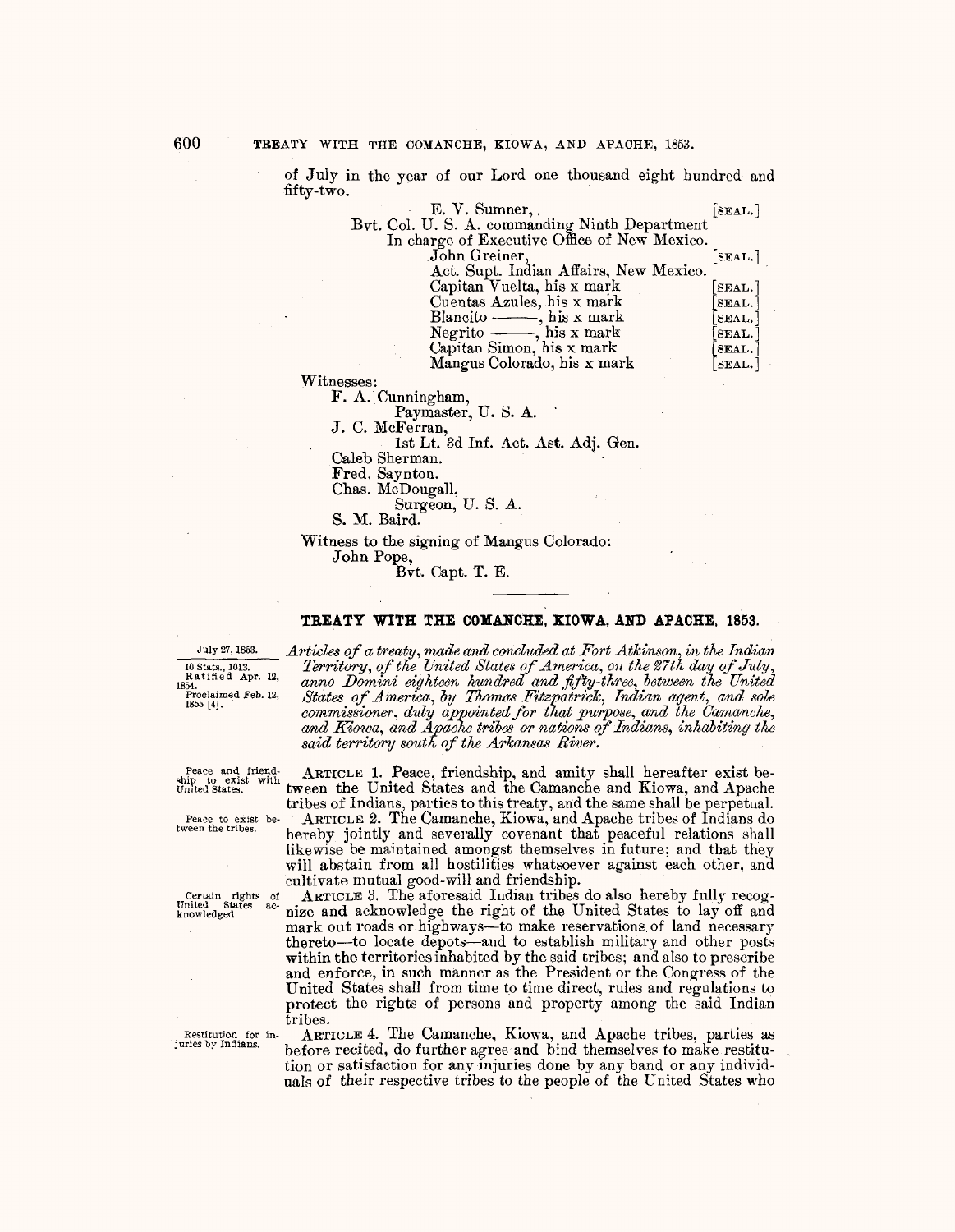of July in the year of our Lord one thousand eight hundred and fifty-two.

E. V. Sumner, [SEAL.]
Bvt. Col. U. S. A. commanding Ninth Department
In charge of Executive Office of New Mexico.
John Greiner, [SEAL.]
Act. Supt. Indian Affairs, New Mexico.
Capitan Vuelta, his x mark [SEAL.]
Cuentas Azules, his x mark [SEAL.]
Blancito ———, his x mark [SEAL.]
Negrito ———, his x mark [SEAL.]
Capitan Simon, his x mark [SEAL.]
Mangus Colorado, his x mark [SEAL.]

Witnesses:
F. A. Cunningham,
Paymaster, U. S. A.
J. C. McFerran,
1st Lt. 3d Inf. Act. Ast. Adj. Gen.
Caleb Sherman.
Fred. Saynton.
Chas. McDougall,
Surgeon, U. S. A.
S. M. Baird.

Witness to the signing of Mangus Colorado:
John Pope,
Bvt. Capt. T. E.

---

## TREATY WITH THE COMANCHE, KIOWA, AND APACHE, 1853.

July 27, 1853.

10 Stats., 1013.
Ratified Apr. 12, 1854.
Proclaimed Feb. 12, 1855 [4].

*Articles of a treaty, made and concluded at Fort Atkinson, in the Indian Territory, of the United States of America, on the 27th day of July, anno Domini eighteen hundred and fifty-three, between the United States of America, by Thomas Fitzpatrick, Indian agent, and sole commissioner, duly appointed for that purpose, and the Camanche, and Kiowa, and Apache tribes or nations of Indians, inhabiting the said territory south of the Arkansas River.*

Peace and friendship to exist with United States.

ARTICLE 1. Peace, friendship, and amity shall hereafter exist between the United States and the Camanche and Kiowa, and Apache tribes of Indians, parties to this treaty, and the same shall be perpetual.

Peace to exist between the tribes.

ARTICLE 2. The Camanche, Kiowa, and Apache tribes of Indians do hereby jointly and severally covenant that peaceful relations shall likewise be maintained amongst themselves in future; and that they will abstain from all hostilities whatsoever against each other, and cultivate mutual good-will and friendship.

Certain rights of United States acknowledged.

ARTICLE 3. The aforesaid Indian tribes do also hereby fully recognize and acknowledge the right of the United States to lay off and mark out roads or highways—to make reservations of land necessary thereto—to locate depots—and to establish military and other posts within the territories inhabited by the said tribes; and also to prescribe and enforce, in such manner as the President or the Congress of the United States shall from time to time direct, rules and regulations to protect the rights of persons and property among the said Indian tribes.

Restitution for injuries by Indians.

ARTICLE 4. The Camanche, Kiowa, and Apache tribes, parties as before recited, do further agree and bind themselves to make restitution or satisfaction for any injuries done by any band or any individuals of their respective tribes to the people of the United States who